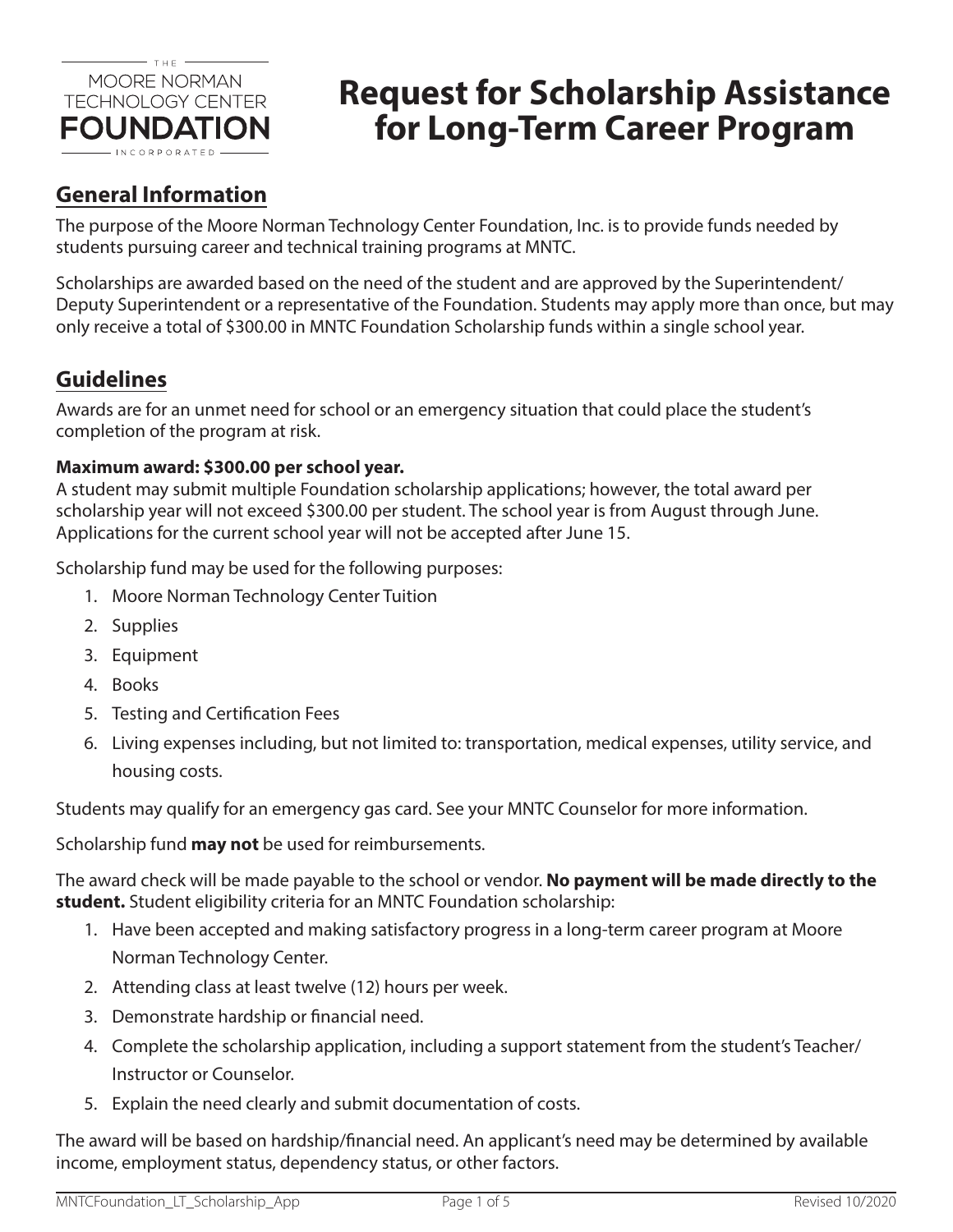THE MOORE NORMAN TECHNOLOGY CENTER FOUNDATION INCORPORATED

# Request for Scholarship Assistance for Long-Term Career Program

## General Information

The purpose of the Moore Norman Technology Center Foundation, Inc. is to provide funds needed by students pursuing career and technical training programs at MNTC.

Scholarships are awarded based on the need of the student and are approved by the Superintendent/ Deputy Superintendent or a representative of the Foundation. Students may apply more than once, but may only receive a total of $300.00 in MNTC Foundation Scholarship funds within a single school year.

## Guidelines

Awards are for an unmet need for school or an emergency situation that could place the student's completion of the program at risk.

**Maximum award: $300.00 per school year.**
A student may submit multiple Foundation scholarship applications; however, the total award per scholarship year will not exceed $300.00 per student. The school year is from August through June. Applications for the current school year will not be accepted after June 15.

Scholarship fund may be used for the following purposes:

1. Moore Norman Technology Center Tuition
2. Supplies
3. Equipment
4. Books
5. Testing and Certification Fees
6. Living expenses including, but not limited to: transportation, medical expenses, utility service, and housing costs.

Students may qualify for an emergency gas card. See your MNTC Counselor for more information.

Scholarship fund **may not** be used for reimbursements.

The award check will be made payable to the school or vendor. **No payment will be made directly to the student.** Student eligibility criteria for an MNTC Foundation scholarship:

1. Have been accepted and making satisfactory progress in a long-term career program at Moore Norman Technology Center.
2. Attending class at least twelve (12) hours per week.
3. Demonstrate hardship or financial need.
4. Complete the scholarship application, including a support statement from the student's Teacher/ Instructor or Counselor.
5. Explain the need clearly and submit documentation of costs.

The award will be based on hardship/financial need. An applicant's need may be determined by available income, employment status, dependency status, or other factors.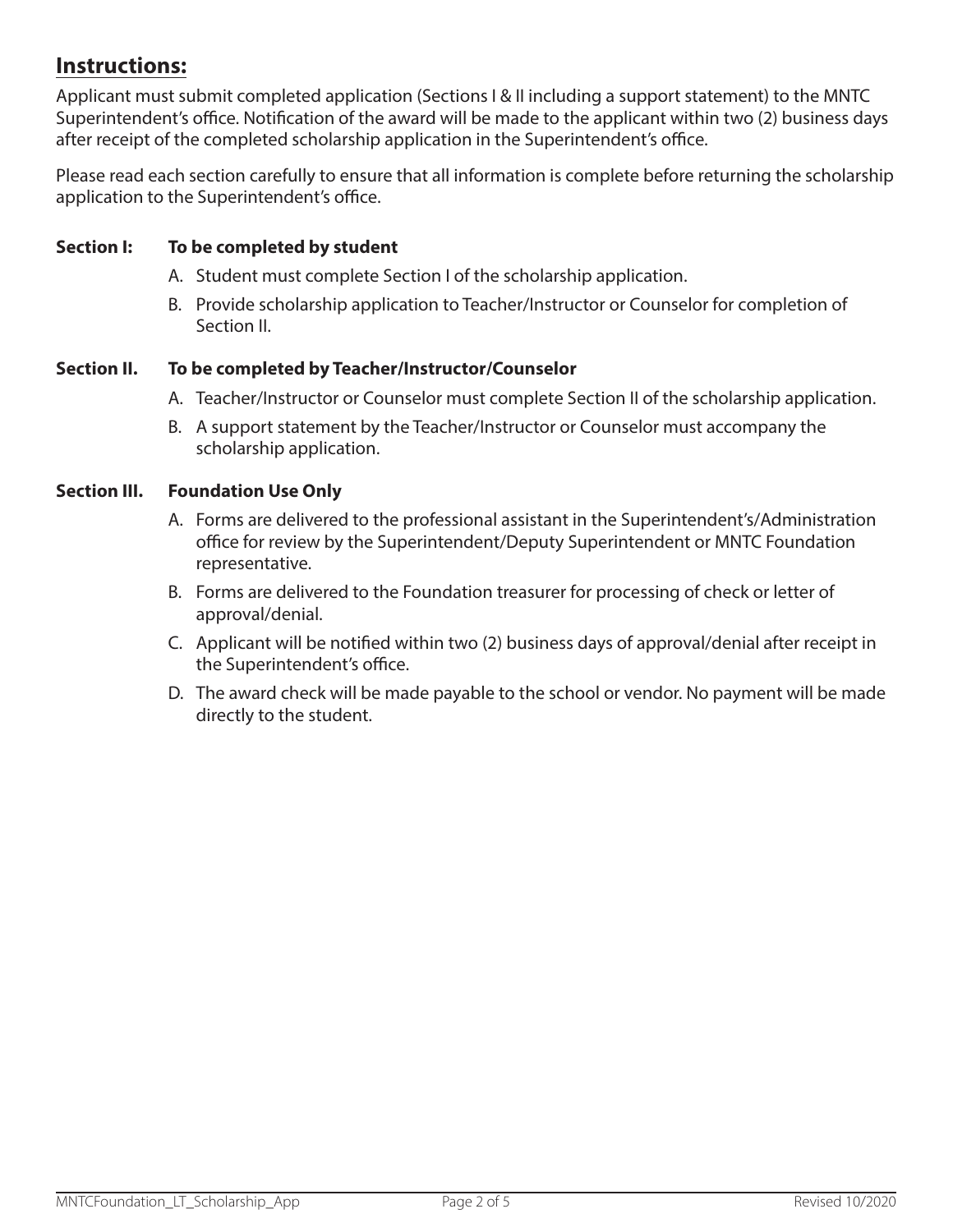## Instructions:

Applicant must submit completed application (Sections I & II including a support statement) to the MNTC Superintendent's office. Notification of the award will be made to the applicant within two (2) business days after receipt of the completed scholarship application in the Superintendent's office.

Please read each section carefully to ensure that all information is complete before returning the scholarship application to the Superintendent's office.

**Section I: To be completed by student**

A. Student must complete Section I of the scholarship application.

B. Provide scholarship application to Teacher/Instructor or Counselor for completion of Section II.

**Section II. To be completed by Teacher/Instructor/Counselor**

A. Teacher/Instructor or Counselor must complete Section II of the scholarship application.

B. A support statement by the Teacher/Instructor or Counselor must accompany the scholarship application.

**Section III. Foundation Use Only**

A. Forms are delivered to the professional assistant in the Superintendent's/Administration office for review by the Superintendent/Deputy Superintendent or MNTC Foundation representative.

B. Forms are delivered to the Foundation treasurer for processing of check or letter of approval/denial.

C. Applicant will be notified within two (2) business days of approval/denial after receipt in the Superintendent's office.

D. The award check will be made payable to the school or vendor. No payment will be made directly to the student.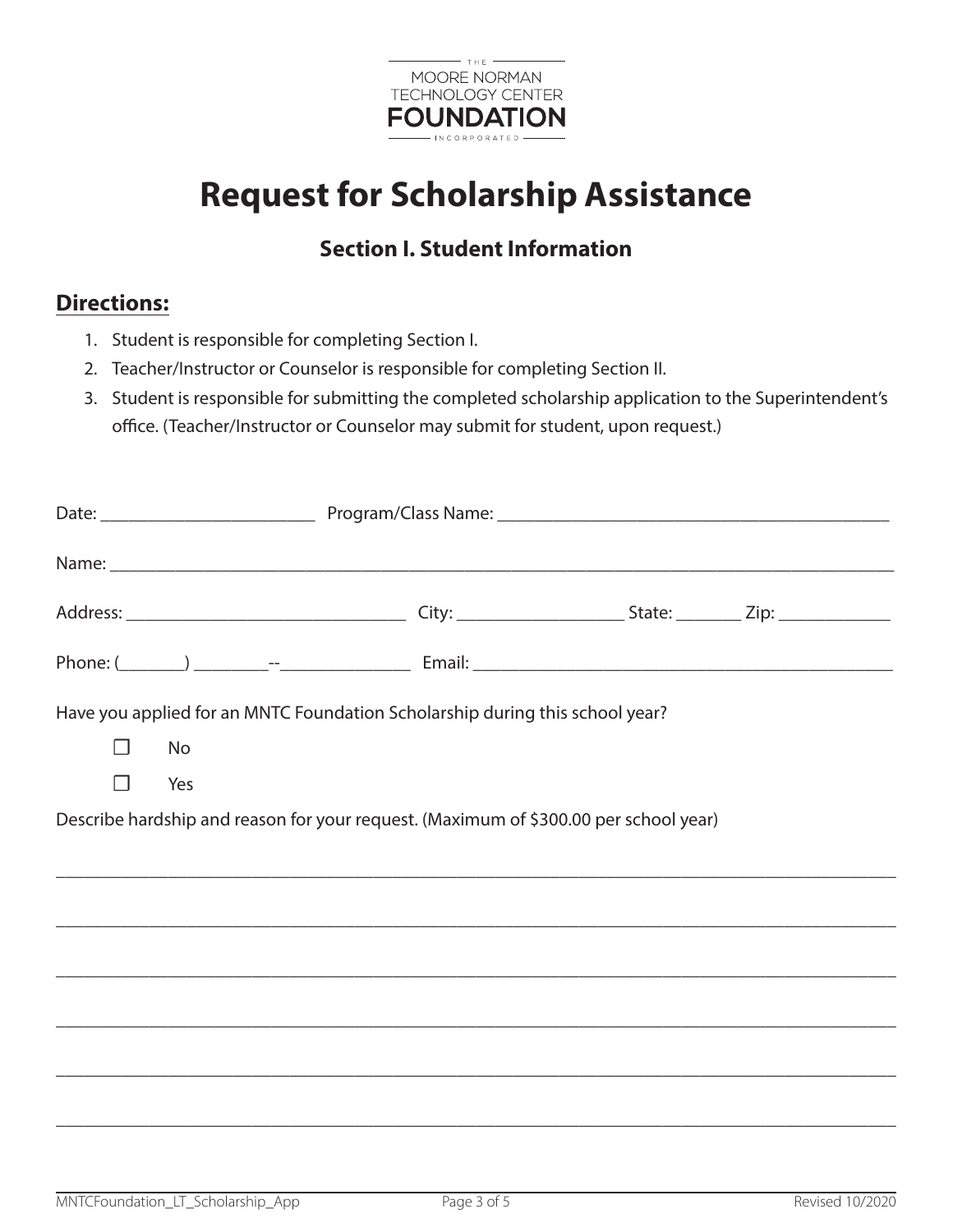THE
MOORE NORMAN
TECHNOLOGY CENTER
FOUNDATION
INCORPORATED

# Request for Scholarship Assistance

## Section I. Student Information

### Directions:

1. Student is responsible for completing Section I.
2. Teacher/Instructor or Counselor is responsible for completing Section II.
3. Student is responsible for submitting the completed scholarship application to the Superintendent's office. (Teacher/Instructor or Counselor may submit for student, upon request.)

Date: ________________________ Program/Class Name: ____________________________________________

Name: ______________________________________________________________________________________

Address: _______________________________ City: __________________ State: _______ Zip: ____________

Phone: (_______) ________--______________ Email: _______________________________________________

Have you applied for an MNTC Foundation Scholarship during this school year?

☐ No

☐ Yes

Describe hardship and reason for your request. (Maximum of $300.00 per school year)

______________________________________________________________________________________________

______________________________________________________________________________________________

______________________________________________________________________________________________

______________________________________________________________________________________________

______________________________________________________________________________________________

______________________________________________________________________________________________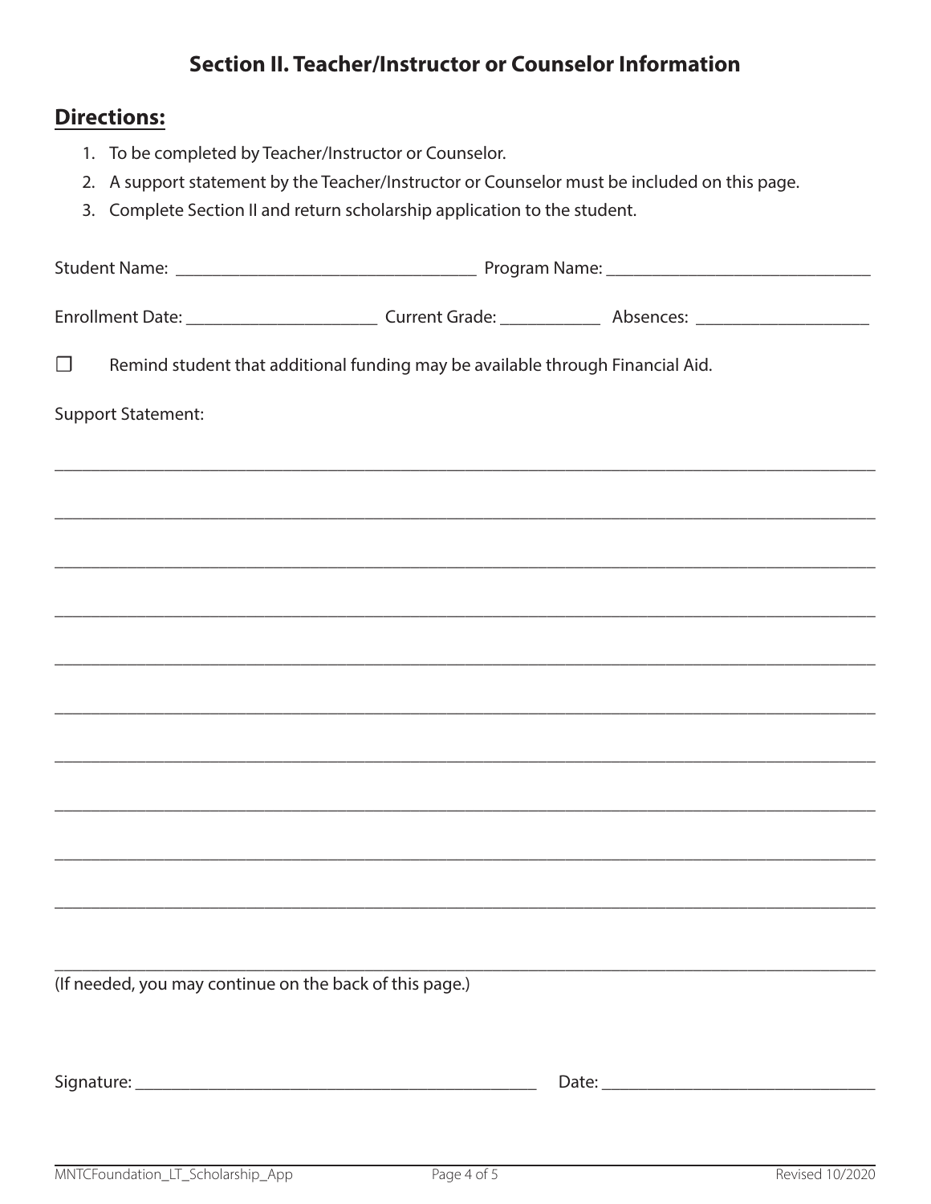## Section II. Teacher/Instructor or Counselor Information

### Directions:

1. To be completed by Teacher/Instructor or Counselor.
2. A support statement by the Teacher/Instructor or Counselor must be included on this page.
3. Complete Section II and return scholarship application to the student.

Student Name: ______________________________ Program Name: ______________________________

Enrollment Date: ____________________ Current Grade: __________ Absences: __________________

☐ Remind student that additional funding may be available through Financial Aid.

Support Statement:

_______________________________________________________________________________

_______________________________________________________________________________

_______________________________________________________________________________

_______________________________________________________________________________

_______________________________________________________________________________

_______________________________________________________________________________

_______________________________________________________________________________

_______________________________________________________________________________

_______________________________________________________________________________

_______________________________________________________________________________

_______________________________________________________________________________

(If needed, you may continue on the back of this page.)

Signature: ________________________________________ Date: ____________________________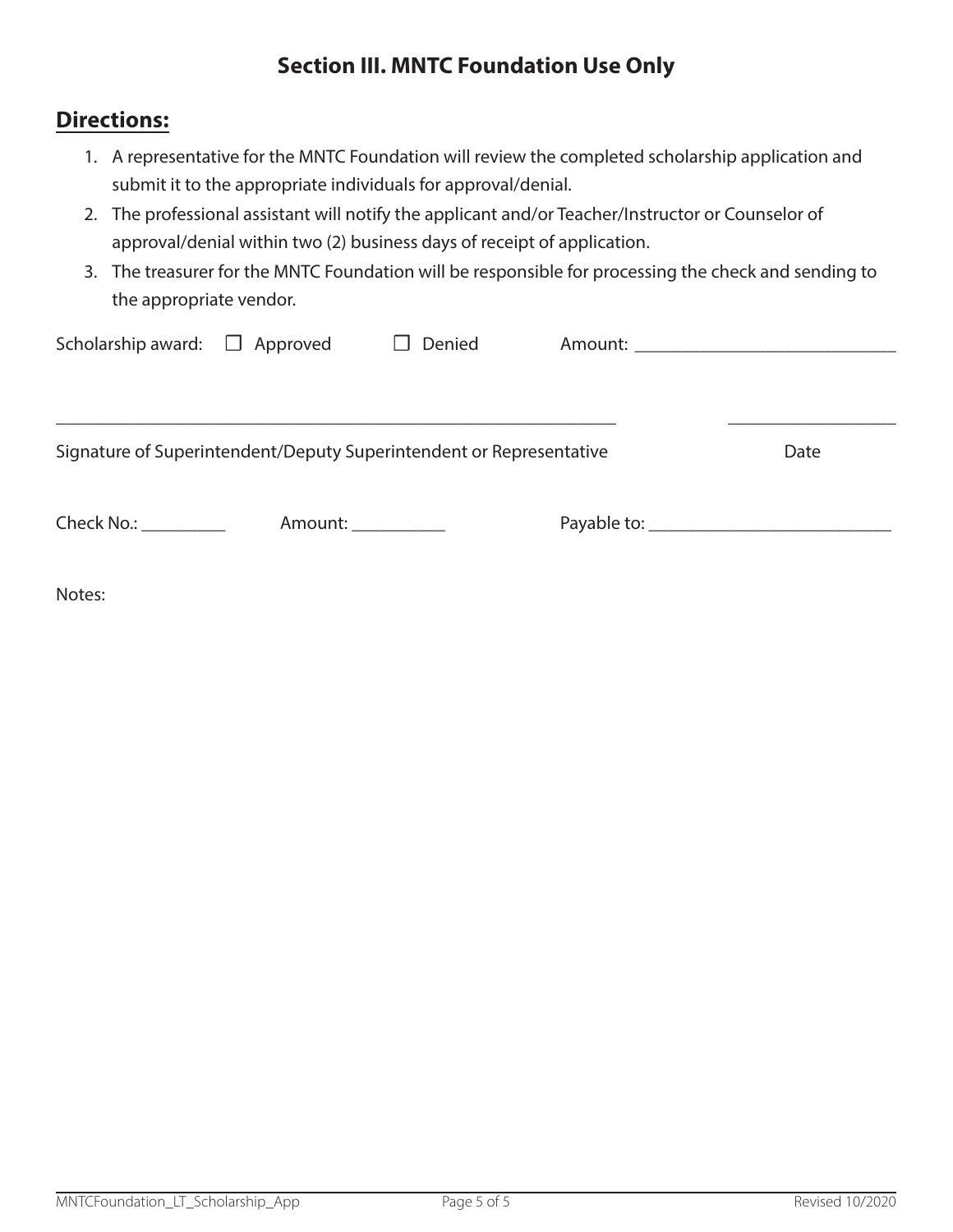## Section III. MNTC Foundation Use Only

### Directions:

1. A representative for the MNTC Foundation will review the completed scholarship application and submit it to the appropriate individuals for approval/denial.
2. The professional assistant will notify the applicant and/or Teacher/Instructor or Counselor of approval/denial within two (2) business days of receipt of application.
3. The treasurer for the MNTC Foundation will be responsible for processing the check and sending to the appropriate vendor.

Scholarship award: ☐ Approved ☐ Denied Amount: ____________________________

_____________________________________________________________ __________________

Signature of Superintendent/Deputy Superintendent or Representative Date

Check No.: _________ Amount: __________ Payable to: __________________________

Notes: